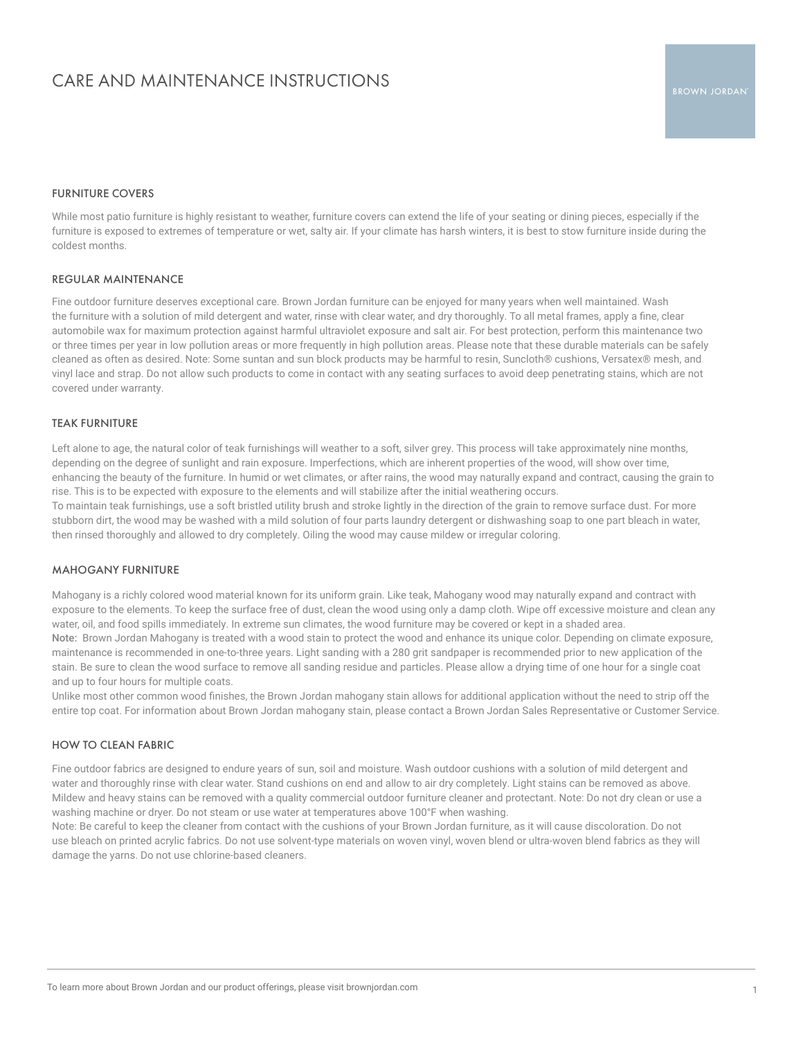# CARE AND MAINTENANCE INSTRUCTIONS

BROWN JORDAN

## FURNITURE COVERS

While most patio furniture is highly resistant to weather, furniture covers can extend the life of your seating or dining pieces, especially if the furniture is exposed to extremes of temperature or wet, salty air. If your climate has harsh winters, it is best to stow furniture inside during the coldest months.

## REGULAR MAINTENANCE

Fine outdoor furniture deserves exceptional care. Brown Jordan furniture can be enjoyed for many years when well maintained. Wash the furniture with a solution of mild detergent and water, rinse with clear water, and dry thoroughly. To all metal frames, apply a fine, clear automobile wax for maximum protection against harmful ultraviolet exposure and salt air. For best protection, perform this maintenance two or three times per year in low pollution areas or more frequently in high pollution areas. Please note that these durable materials can be safely cleaned as often as desired. Note: Some suntan and sun block products may be harmful to resin, Suncloth® cushions, Versatex® mesh, and vinyl lace and strap. Do not allow such products to come in contact with any seating surfaces to avoid deep penetrating stains, which are not covered under warranty.

## TEAK FURNITURE

Left alone to age, the natural color of teak furnishings will weather to a soft, silver grey. This process will take approximately nine months, depending on the degree of sunlight and rain exposure. Imperfections, which are inherent properties of the wood, will show over time, enhancing the beauty of the furniture. In humid or wet climates, or after rains, the wood may naturally expand and contract, causing the grain to rise. This is to be expected with exposure to the elements and will stabilize after the initial weathering occurs.

To maintain teak furnishings, use a soft bristled utility brush and stroke lightly in the direction of the grain to remove surface dust. For more stubborn dirt, the wood may be washed with a mild solution of four parts laundry detergent or dishwashing soap to one part bleach in water, then rinsed thoroughly and allowed to dry completely. Oiling the wood may cause mildew or irregular coloring.

## MAHOGANY FURNITURE

Mahogany is a richly colored wood material known for its uniform grain. Like teak, Mahogany wood may naturally expand and contract with exposure to the elements. To keep the surface free of dust, clean the wood using only a damp cloth. Wipe off excessive moisture and clean any water, oil, and food spills immediately. In extreme sun climates, the wood furniture may be covered or kept in a shaded area.

**Note:** Brown Jordan Mahogany is treated with a wood stain to protect the wood and enhance its unique color. Depending on climate exposure, maintenance is recommended in one-to-three years. Light sanding with a 280 grit sandpaper is recommended prior to new application of the stain. Be sure to clean the wood surface to remove all sanding residue and particles. Please allow a drying time of one hour for a single coat and up to four hours for multiple coats.

Unlike most other common wood finishes, the Brown Jordan mahogany stain allows for additional application without the need to strip off the entire top coat. For information about Brown Jordan mahogany stain, please contact a Brown Jordan Sales Representative or Customer Service.

## HOW TO CLEAN FABRIC

Fine outdoor fabrics are designed to endure years of sun, soil and moisture. Wash outdoor cushions with a solution of mild detergent and water and thoroughly rinse with clear water. Stand cushions on end and allow to air dry completely. Light stains can be removed as above. Mildew and heavy stains can be removed with a quality commercial outdoor furniture cleaner and protectant. Note: Do not dry clean or use a washing machine or dryer. Do not steam or use water at temperatures above 100°F when washing.

Note: Be careful to keep the cleaner from contact with the cushions of your Brown Jordan furniture, as it will cause discoloration. Do not use bleach on printed acrylic fabrics. Do not use solvent-type materials on woven vinyl, woven blend or ultra-woven blend fabrics as they will damage the yarns. Do not use chlorine-based cleaners.

To learn more about Brown Jordan and our product offerings, please visit brownjordan.com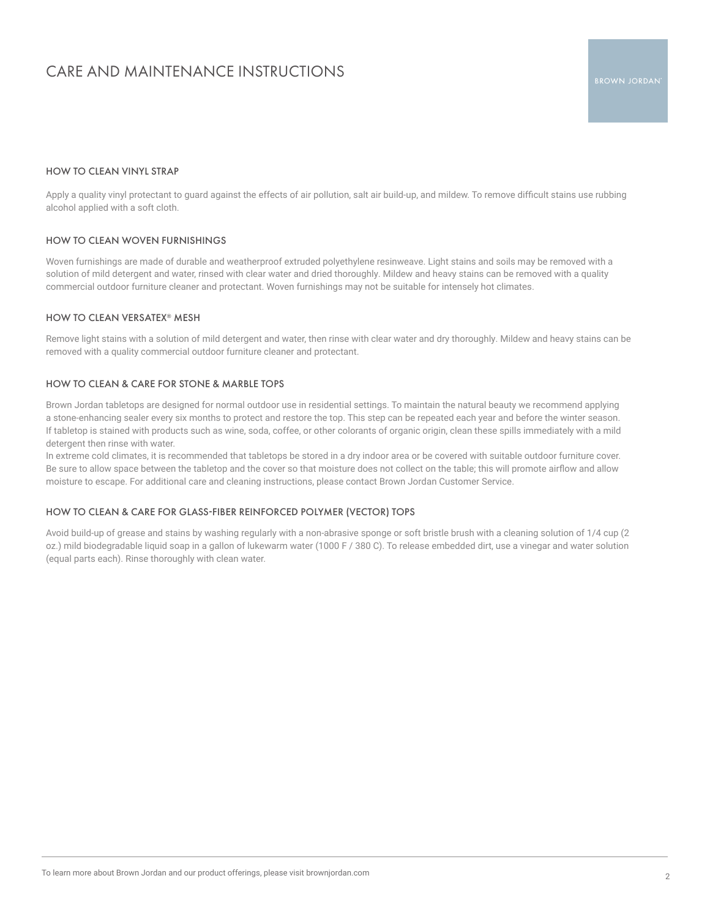# CARE AND MAINTENANCE INSTRUCTIONS

BROWN JORDAN

### HOW TO CLEAN VINYL STRAP

Apply a quality vinyl protectant to guard against the effects of air pollution, salt air build-up, and mildew. To remove difficult stains use rubbing alcohol applied with a soft cloth.

### HOW TO CLEAN WOVEN FURNISHINGS

Woven furnishings are made of durable and weatherproof extruded polyethylene resinweave. Light stains and soils may be removed with a solution of mild detergent and water, rinsed with clear water and dried thoroughly. Mildew and heavy stains can be removed with a quality commercial outdoor furniture cleaner and protectant. Woven furnishings may not be suitable for intensely hot climates.

### HOW TO CLEAN VERSATEX® MESH

Remove light stains with a solution of mild detergent and water, then rinse with clear water and dry thoroughly. Mildew and heavy stains can be removed with a quality commercial outdoor furniture cleaner and protectant.

### HOW TO CLEAN & CARE FOR STONE & MARBLE TOPS

Brown Jordan tabletops are designed for normal outdoor use in residential settings. To maintain the natural beauty we recommend applying a stone-enhancing sealer every six months to protect and restore the top. This step can be repeated each year and before the winter season. If tabletop is stained with products such as wine, soda, coffee, or other colorants of organic origin, clean these spills immediately with a mild detergent then rinse with water.

In extreme cold climates, it is recommended that tabletops be stored in a dry indoor area or be covered with suitable outdoor furniture cover. Be sure to allow space between the tabletop and the cover so that moisture does not collect on the table; this will promote airflow and allow moisture to escape. For additional care and cleaning instructions, please contact Brown Jordan Customer Service.

### HOW TO CLEAN & CARE FOR GLASS-FIBER REINFORCED POLYMER (VECTOR) TOPS

Avoid build-up of grease and stains by washing regularly with a non-abrasive sponge or soft bristle brush with a cleaning solution of 1/4 cup (2 oz.) mild biodegradable liquid soap in a gallon of lukewarm water (1000 F / 380 C). To release embedded dirt, use a vinegar and water solution (equal parts each). Rinse thoroughly with clean water.

To learn more about Brown Jordan and our product offerings, please visit brownjordan.com